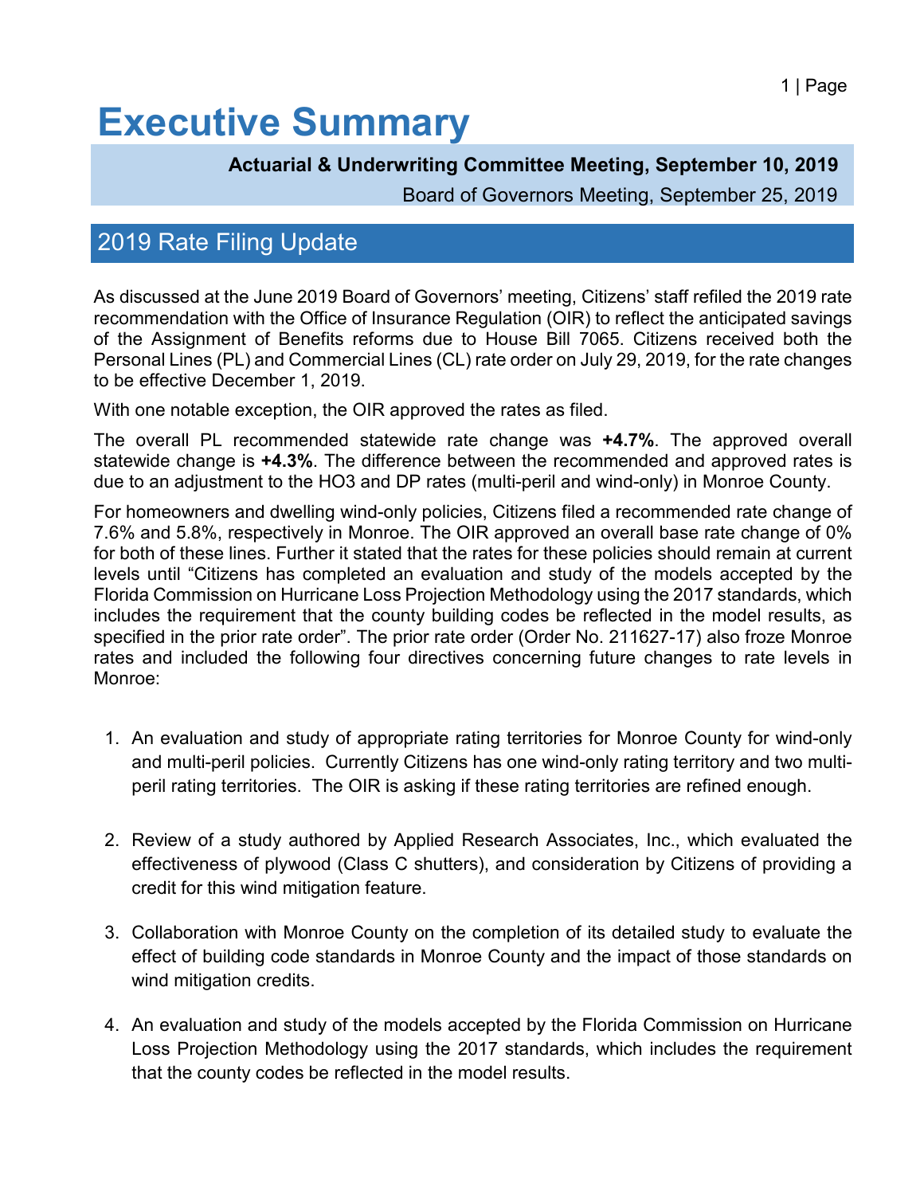# Executive Summary

**Actuarial & Underwriting Committee Meeting, September 10, 2019**

Board of Governors Meeting, September 25, 2019

## 2019 Rate Filing Update

As discussed at the June 2019 Board of Governors' meeting, Citizens' staff refiled the 2019 rate recommendation with the Office of Insurance Regulation (OIR) to reflect the anticipated savings of the Assignment of Benefits reforms due to House Bill 7065. Citizens received both the Personal Lines (PL) and Commercial Lines (CL) rate order on July 29, 2019, for the rate changes to be effective December 1, 2019.

With one notable exception, the OIR approved the rates as filed.

The overall PL recommended statewide rate change was **+4.7%**. The approved overall statewide change is **+4.3%**. The difference between the recommended and approved rates is due to an adjustment to the HO3 and DP rates (multi-peril and wind-only) in Monroe County.

For homeowners and dwelling wind-only policies, Citizens filed a recommended rate change of 7.6% and 5.8%, respectively in Monroe. The OIR approved an overall base rate change of 0% for both of these lines. Further it stated that the rates for these policies should remain at current levels until "Citizens has completed an evaluation and study of the models accepted by the Florida Commission on Hurricane Loss Projection Methodology using the 2017 standards, which includes the requirement that the county building codes be reflected in the model results, as specified in the prior rate order". The prior rate order (Order No. 211627-17) also froze Monroe rates and included the following four directives concerning future changes to rate levels in Monroe:

1. An evaluation and study of appropriate rating territories for Monroe County for wind-only and multi-peril policies. Currently Citizens has one wind-only rating territory and two multi-peril rating territories. The OIR is asking if these rating territories are refined enough.

2. Review of a study authored by Applied Research Associates, Inc., which evaluated the effectiveness of plywood (Class C shutters), and consideration by Citizens of providing a credit for this wind mitigation feature.

3. Collaboration with Monroe County on the completion of its detailed study to evaluate the effect of building code standards in Monroe County and the impact of those standards on wind mitigation credits.

4. An evaluation and study of the models accepted by the Florida Commission on Hurricane Loss Projection Methodology using the 2017 standards, which includes the requirement that the county codes be reflected in the model results.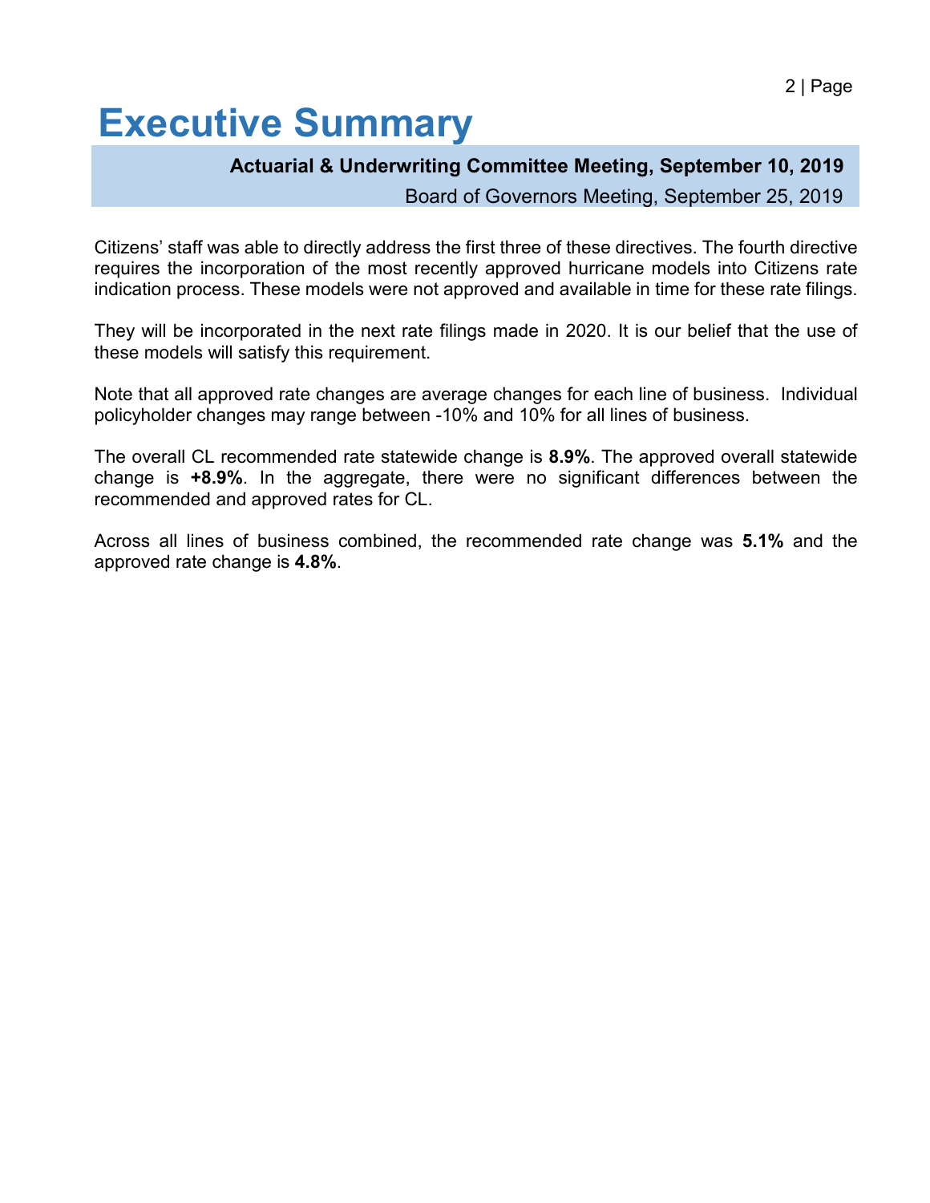# Executive Summary

**Actuarial & Underwriting Committee Meeting, September 10, 2019**

Board of Governors Meeting, September 25, 2019

Citizens' staff was able to directly address the first three of these directives. The fourth directive requires the incorporation of the most recently approved hurricane models into Citizens rate indication process. These models were not approved and available in time for these rate filings.

They will be incorporated in the next rate filings made in 2020. It is our belief that the use of these models will satisfy this requirement.

Note that all approved rate changes are average changes for each line of business. Individual policyholder changes may range between -10% and 10% for all lines of business.

The overall CL recommended rate statewide change is **8.9%**. The approved overall statewide change is **+8.9%**. In the aggregate, there were no significant differences between the recommended and approved rates for CL.

Across all lines of business combined, the recommended rate change was **5.1%** and the approved rate change is **4.8%**.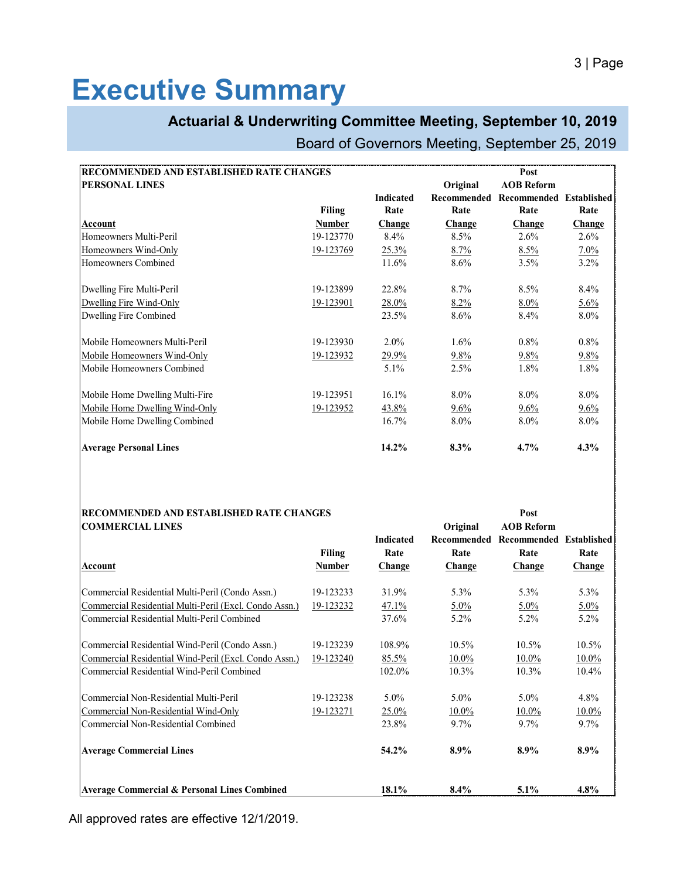# Executive Summary

**Actuarial & Underwriting Committee Meeting, September 10, 2019**

Board of Governors Meeting, September 25, 2019

| **RECOMMENDED AND ESTABLISHED RATE CHANGES PERSONAL LINES** Account | Filing Number | Indicated Rate Change | Original Recommended Rate Change | Post AOB Reform Recommended Rate Change | Established Rate Change |
|---|---|---|---|---|---|
| Homeowners Multi-Peril | 19-123770 | 8.4% | 8.5% | 2.6% | 2.6% |
| Homeowners Wind-Only | 19-123769 | 25.3% | 8.7% | 8.5% | 7.0% |
| Homeowners Combined | | 11.6% | 8.6% | 3.5% | 3.2% |
| | | | | | |
| Dwelling Fire Multi-Peril | 19-123899 | 22.8% | 8.7% | 8.5% | 8.4% |
| Dwelling Fire Wind-Only | 19-123901 | 28.0% | 8.2% | 8.0% | 5.6% |
| Dwelling Fire Combined | | 23.5% | 8.6% | 8.4% | 8.0% |
| | | | | | |
| Mobile Homeowners Multi-Peril | 19-123930 | 2.0% | 1.6% | 0.8% | 0.8% |
| Mobile Homeowners Wind-Only | 19-123932 | 29.9% | 9.8% | 9.8% | 9.8% |
| Mobile Homeowners Combined | | 5.1% | 2.5% | 1.8% | 1.8% |
| | | | | | |
| Mobile Home Dwelling Multi-Fire | 19-123951 | 16.1% | 8.0% | 8.0% | 8.0% |
| Mobile Home Dwelling Wind-Only | 19-123952 | 43.8% | 9.6% | 9.6% | 9.6% |
| Mobile Home Dwelling Combined | | 16.7% | 8.0% | 8.0% | 8.0% |
| | | | | | |
| **Average Personal Lines** | | **14.2%** | **8.3%** | **4.7%** | **4.3%** |

| **RECOMMENDED AND ESTABLISHED RATE CHANGES COMMERCIAL LINES** Account | Filing Number | Indicated Rate Change | Original Recommended Rate Change | Post AOB Reform Recommended Rate Change | Established Rate Change |
|---|---|---|---|---|---|
| Commercial Residential Multi-Peril (Condo Assn.) | 19-123233 | 31.9% | 5.3% | 5.3% | 5.3% |
| Commercial Residential Multi-Peril (Excl. Condo Assn.) | 19-123232 | 47.1% | 5.0% | 5.0% | 5.0% |
| Commercial Residential Multi-Peril Combined | | 37.6% | 5.2% | 5.2% | 5.2% |
| | | | | | |
| Commercial Residential Wind-Peril (Condo Assn.) | 19-123239 | 108.9% | 10.5% | 10.5% | 10.5% |
| Commercial Residential Wind-Peril (Excl. Condo Assn.) | 19-123240 | 85.5% | 10.0% | 10.0% | 10.0% |
| Commercial Residential Wind-Peril Combined | | 102.0% | 10.3% | 10.3% | 10.4% |
| | | | | | |
| Commercial Non-Residential Multi-Peril | 19-123238 | 5.0% | 5.0% | 5.0% | 4.8% |
| Commercial Non-Residential Wind-Only | 19-123271 | 25.0% | 10.0% | 10.0% | 10.0% |
| Commercial Non-Residential Combined | | 23.8% | 9.7% | 9.7% | 9.7% |
| | | | | | |
| **Average Commercial Lines** | | **54.2%** | **8.9%** | **8.9%** | **8.9%** |
| | | | | | |
| **Average Commercial & Personal Lines Combined** | | **18.1%** | **8.4%** | **5.1%** | **4.8%** |

All approved rates are effective 12/1/2019.